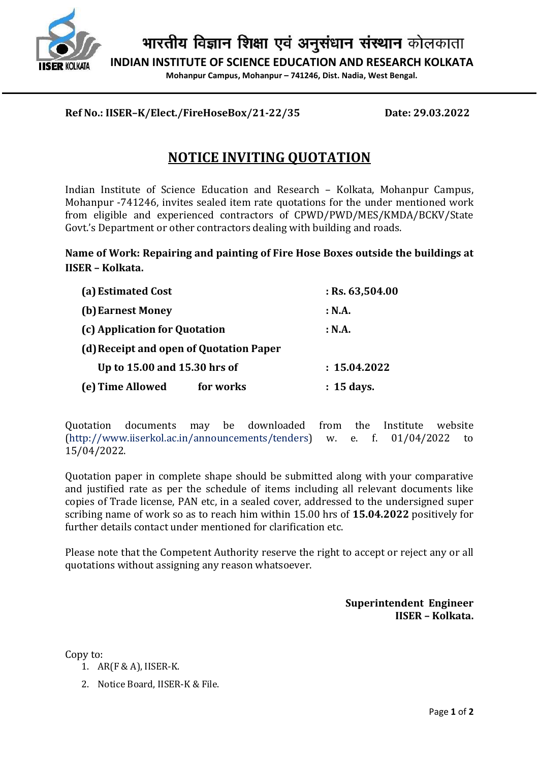भारतीय विज्ञान शिक्षा एवं अनुसंधान संस्थान कोलकाता

**INDIAN INSTITUTE OF SCIENCE EDUCATION AND RESEARCH KOLKATA**

**Mohanpur Campus, Mohanpur – 741246, Dist. Nadia, West Bengal.**

**Ref No.: IISER–K/Elect./FireHoseBox/21-22/35** **Date: 29.03.2022**

# NOTICE INVITING QUOTATION

Indian Institute of Science Education and Research – Kolkata, Mohanpur Campus, Mohanpur -741246, invites sealed item rate quotations for the under mentioned work from eligible and experienced contractors of CPWD/PWD/MES/KMDA/BCKV/State Govt.'s Department or other contractors dealing with building and roads.

**Name of Work: Repairing and painting of Fire Hose Boxes outside the buildings at IISER – Kolkata.**

| | |
|---|---|
| **(a) Estimated Cost** | **: Rs. 63,504.00** |
| **(b) Earnest Money** | **: N.A.** |
| **(c) Application for Quotation** | **: N.A.** |
| **(d) Receipt and open of Quotation Paper** | |
| **Up to 15.00 and 15.30 hrs of** | **: 15.04.2022** |
| **(e) Time Allowed for works** | **: 15 days.** |

Quotation documents may be downloaded from the Institute website (http://www.iiserkol.ac.in/announcements/tenders) w. e. f. 01/04/2022 to 15/04/2022.

Quotation paper in complete shape should be submitted along with your comparative and justified rate as per the schedule of items including all relevant documents like copies of Trade license, PAN etc, in a sealed cover, addressed to the undersigned super scribing name of work so as to reach him within 15.00 hrs of **15.04.2022** positively for further details contact under mentioned for clarification etc.

Please note that the Competent Authority reserve the right to accept or reject any or all quotations without assigning any reason whatsoever.

**Superintendent Engineer**
**IISER – Kolkata.**

Copy to:

1. AR(F & A), IISER-K.
2. Notice Board, IISER-K & File.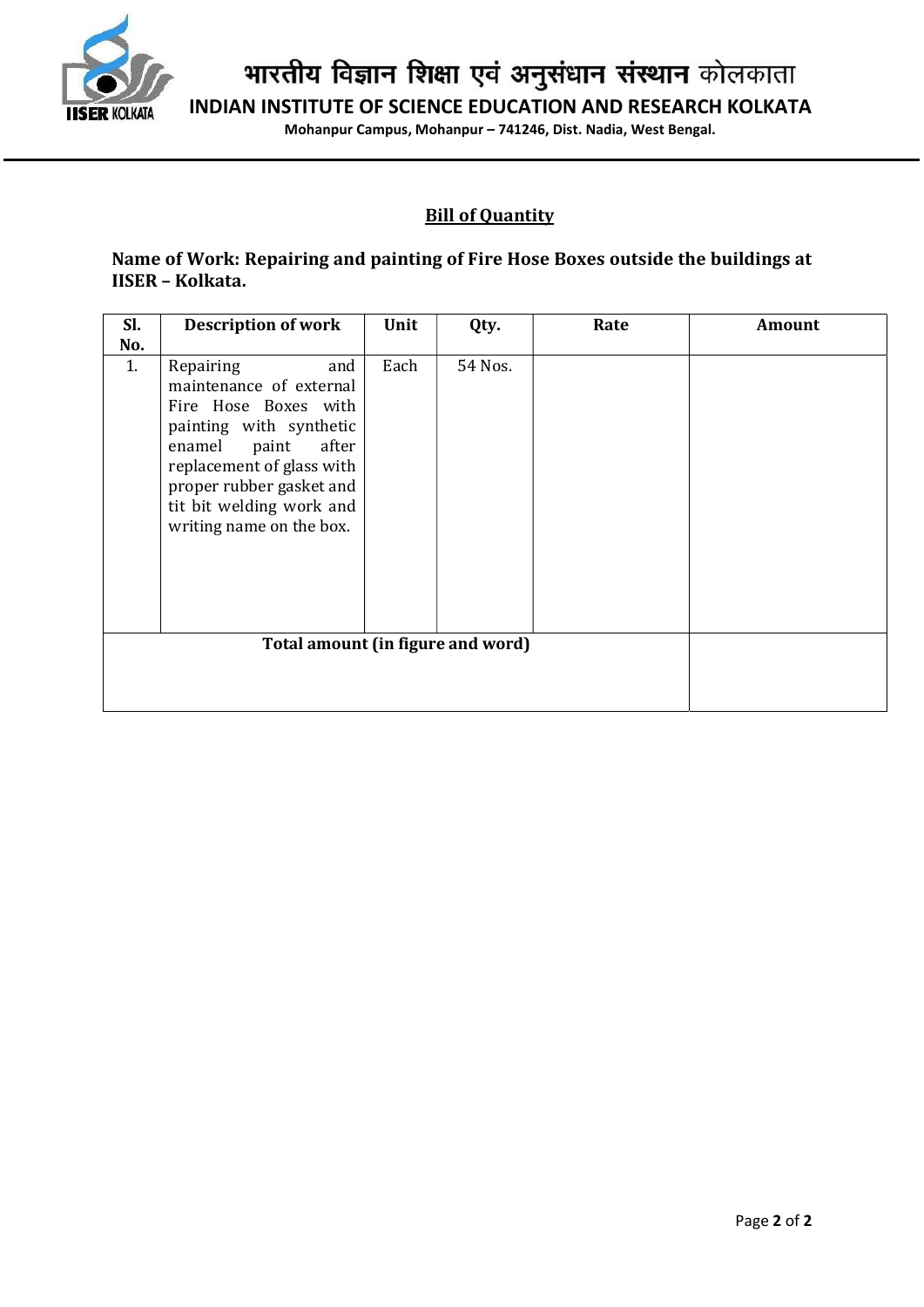भारतीय विज्ञान शिक्षा एवं अनुसंधान संस्थान कोलकाता

**INDIAN INSTITUTE OF SCIENCE EDUCATION AND RESEARCH KOLKATA**

**Mohanpur Campus, Mohanpur – 741246, Dist. Nadia, West Bengal.**

## Bill of Quantity

**Name of Work: Repairing and painting of Fire Hose Boxes outside the buildings at IISER – Kolkata.**

| Sl. No. | Description of work | Unit | Qty. | Rate | Amount |
|---|---|---|---|---|---|
| 1. | Repairing and maintenance of external Fire Hose Boxes with painting with synthetic enamel paint after replacement of glass with proper rubber gasket and tit bit welding work and writing name on the box. | Each | 54 Nos. | | |
| **Total amount (in figure and word)** | | | | | |